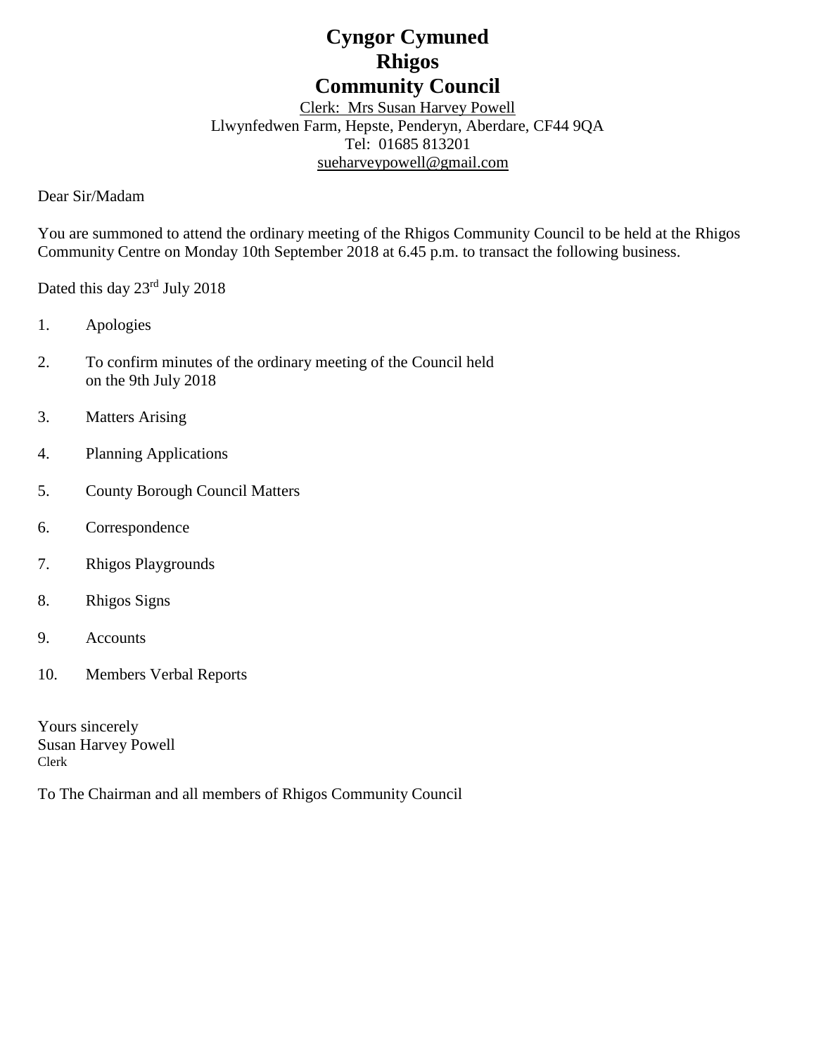# Cyngor Cymuned
# Rhigos
# Community Council

Clerk: Mrs Susan Harvey Powell
Llwynfedwen Farm, Hepste, Penderyn, Aberdare, CF44 9QA
Tel: 01685 813201
sueharveypowell@gmail.com

Dear Sir/Madam

You are summoned to attend the ordinary meeting of the Rhigos Community Council to be held at the Rhigos Community Centre on Monday 10th September 2018 at 6.45 p.m. to transact the following business.

Dated this day 23rd July 2018

1. Apologies
2. To confirm minutes of the ordinary meeting of the Council held on the 9th July 2018
3. Matters Arising
4. Planning Applications
5. County Borough Council Matters
6. Correspondence
7. Rhigos Playgrounds
8. Rhigos Signs
9. Accounts
10. Members Verbal Reports

Yours sincerely
Susan Harvey Powell
Clerk

To The Chairman and all members of Rhigos Community Council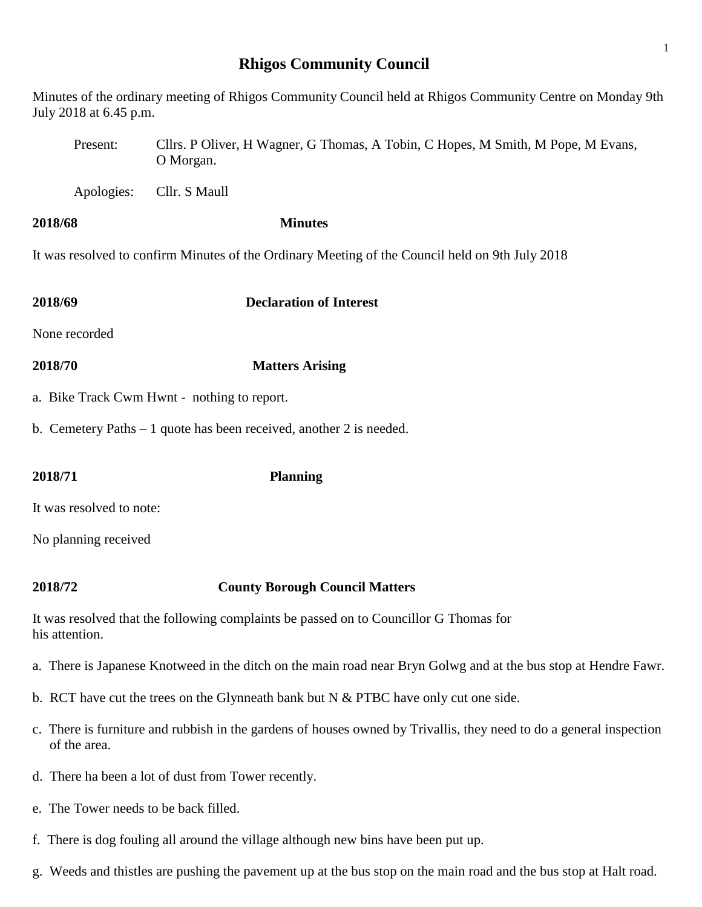# Rhigos Community Council

Minutes of the ordinary meeting of Rhigos Community Council held at Rhigos Community Centre on Monday 9th July 2018 at 6.45 p.m.

Present: Cllrs. P Oliver, H Wagner, G Thomas, A Tobin, C Hopes, M Smith, M Pope, M Evans, O Morgan.

Apologies: Cllr. S Maull

**2018/68 Minutes**

It was resolved to confirm Minutes of the Ordinary Meeting of the Council held on 9th July 2018

**2018/69 Declaration of Interest**

None recorded

**2018/70 Matters Arising**

a. Bike Track Cwm Hwnt - nothing to report.

b. Cemetery Paths – 1 quote has been received, another 2 is needed.

**2018/71 Planning**

It was resolved to note:

No planning received

**2018/72 County Borough Council Matters**

It was resolved that the following complaints be passed on to Councillor G Thomas for his attention.

a. There is Japanese Knotweed in the ditch on the main road near Bryn Golwg and at the bus stop at Hendre Fawr.

b. RCT have cut the trees on the Glynneath bank but N & PTBC have only cut one side.

c. There is furniture and rubbish in the gardens of houses owned by Trivallis, they need to do a general inspection of the area.

d. There ha been a lot of dust from Tower recently.

e. The Tower needs to be back filled.

f. There is dog fouling all around the village although new bins have been put up.

g. Weeds and thistles are pushing the pavement up at the bus stop on the main road and the bus stop at Halt road.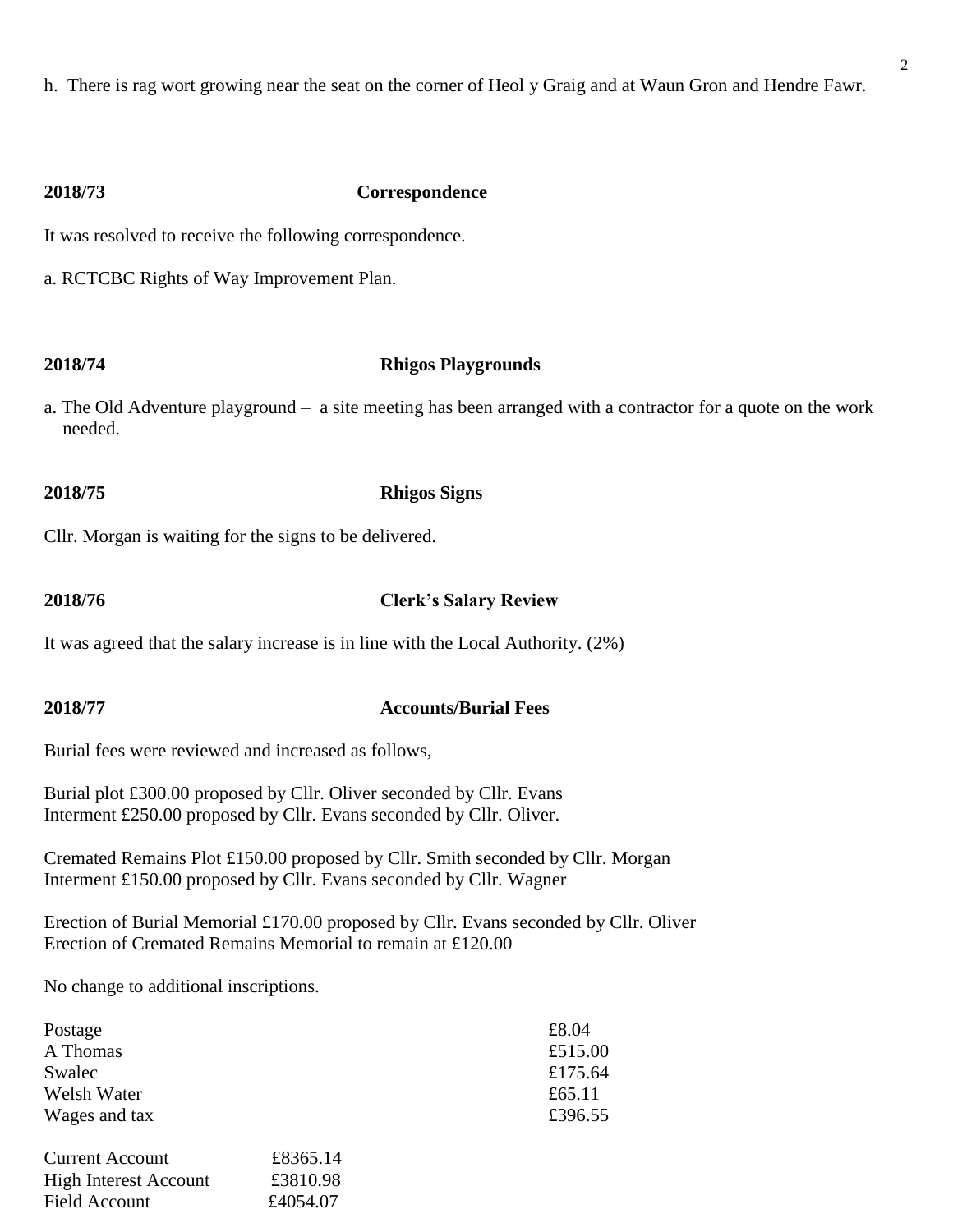h. There is rag wort growing near the seat on the corner of Heol y Graig and at Waun Gron and Hendre Fawr.

**2018/73 Correspondence**

It was resolved to receive the following correspondence.

a. RCTCBC Rights of Way Improvement Plan.

**2018/74 Rhigos Playgrounds**

a. The Old Adventure playground – a site meeting has been arranged with a contractor for a quote on the work needed.

**2018/75 Rhigos Signs**

Cllr. Morgan is waiting for the signs to be delivered.

**2018/76 Clerk's Salary Review**

It was agreed that the salary increase is in line with the Local Authority. (2%)

**2018/77 Accounts/Burial Fees**

Burial fees were reviewed and increased as follows,

Burial plot £300.00 proposed by Cllr. Oliver seconded by Cllr. Evans
Interment £250.00 proposed by Cllr. Evans seconded by Cllr. Oliver.

Cremated Remains Plot £150.00 proposed by Cllr. Smith seconded by Cllr. Morgan
Interment £150.00 proposed by Cllr. Evans seconded by Cllr. Wagner

Erection of Burial Memorial £170.00 proposed by Cllr. Evans seconded by Cllr. Oliver
Erection of Cremated Remains Memorial to remain at £120.00

No change to additional inscriptions.

| | |
|---|---|
| Postage | £8.04 |
| A Thomas | £515.00 |
| Swalec | £175.64 |
| Welsh Water | £65.11 |
| Wages and tax | £396.55 |

| | |
|---|---|
| Current Account | £8365.14 |
| High Interest Account | £3810.98 |
| Field Account | £4054.07 |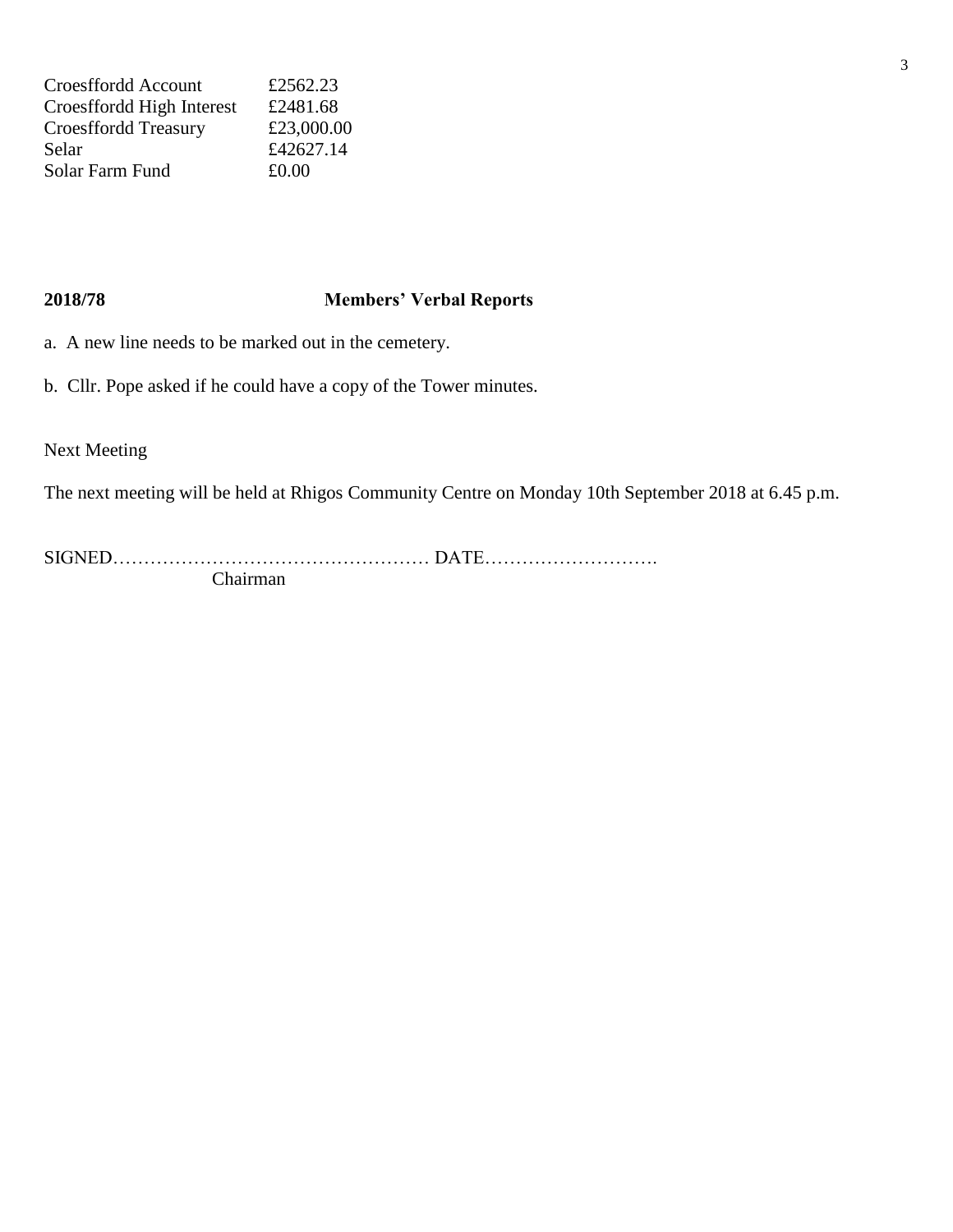| | |
|---|---|
| Croesffordd Account | £2562.23 |
| Croesffordd High Interest | £2481.68 |
| Croesffordd Treasury | £23,000.00 |
| Selar | £42627.14 |
| Solar Farm Fund | £0.00 |

**2018/78 Members' Verbal Reports**

a. A new line needs to be marked out in the cemetery.

b. Cllr. Pope asked if he could have a copy of the Tower minutes.

Next Meeting

The next meeting will be held at Rhigos Community Centre on Monday 10th September 2018 at 6.45 p.m.

SIGNED…………………………………………… DATE……………………….
Chairman